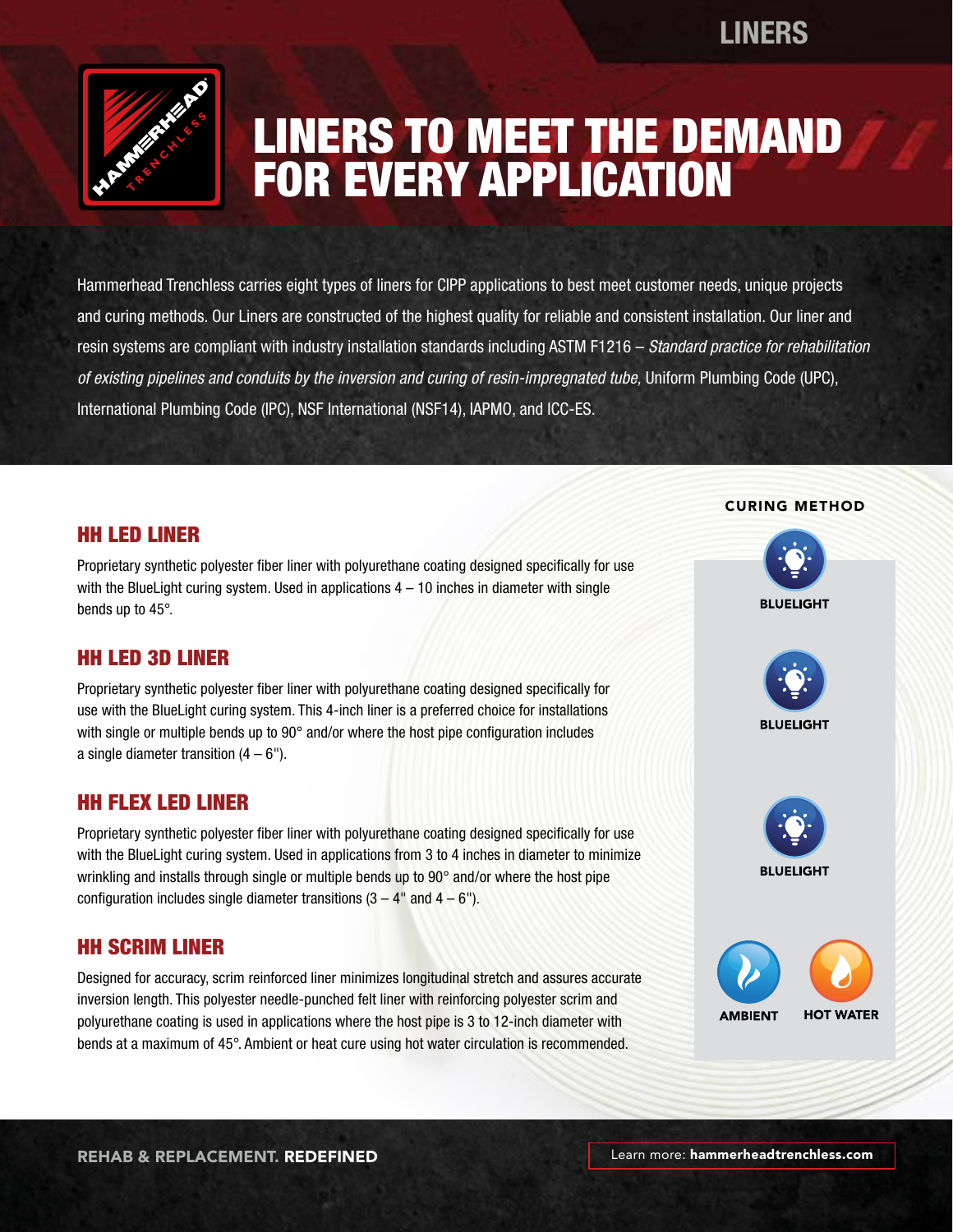# LINERS TO MEET THE DEMAND FOR EVERY APPLICATION

Hammerhead Trenchless carries eight types of liners for CIPP applications to best meet customer needs, unique projects and curing methods. Our Liners are constructed of the highest quality for reliable and consistent installation. Our liner and resin systems are compliant with industry installation standards including ASTM F1216 – *Standard practice for rehabilitation of existing pipelines and conduits by the inversion and curing of resin-impregnated tube,* Uniform Plumbing Code (UPC), International Plumbing Code (IPC), NSF International (NSF14), IAPMO, and ICC-ES.

**CURING METHOD**

## HH LED LINER

Proprietary synthetic polyester fiber liner with polyurethane coating designed specifically for use with the BlueLight curing system. Used in applications 4 – 10 inches in diameter with single bends up to 45°.

Curing method: BLUELIGHT

## HH LED 3D LINER

Proprietary synthetic polyester fiber liner with polyurethane coating designed specifically for use with the BlueLight curing system. This 4-inch liner is a preferred choice for installations with single or multiple bends up to 90° and/or where the host pipe configuration includes a single diameter transition (4 – 6").

Curing method: BLUELIGHT

## HH FLEX LED LINER

Proprietary synthetic polyester fiber liner with polyurethane coating designed specifically for use with the BlueLight curing system. Used in applications from 3 to 4 inches in diameter to minimize wrinkling and installs through single or multiple bends up to 90° and/or where the host pipe configuration includes single diameter transitions (3 – 4" and 4 – 6").

Curing method: BLUELIGHT

## HH SCRIM LINER

Designed for accuracy, scrim reinforced liner minimizes longitudinal stretch and assures accurate inversion length. This polyester needle-punched felt liner with reinforcing polyester scrim and polyurethane coating is used in applications where the host pipe is 3 to 12-inch diameter with bends at a maximum of 45°. Ambient or heat cure using hot water circulation is recommended.

Curing method: AMBIENT, HOT WATER

REHAB & REPLACEMENT. **REDEFINED**

Learn more: **hammerheadtrenchless.com**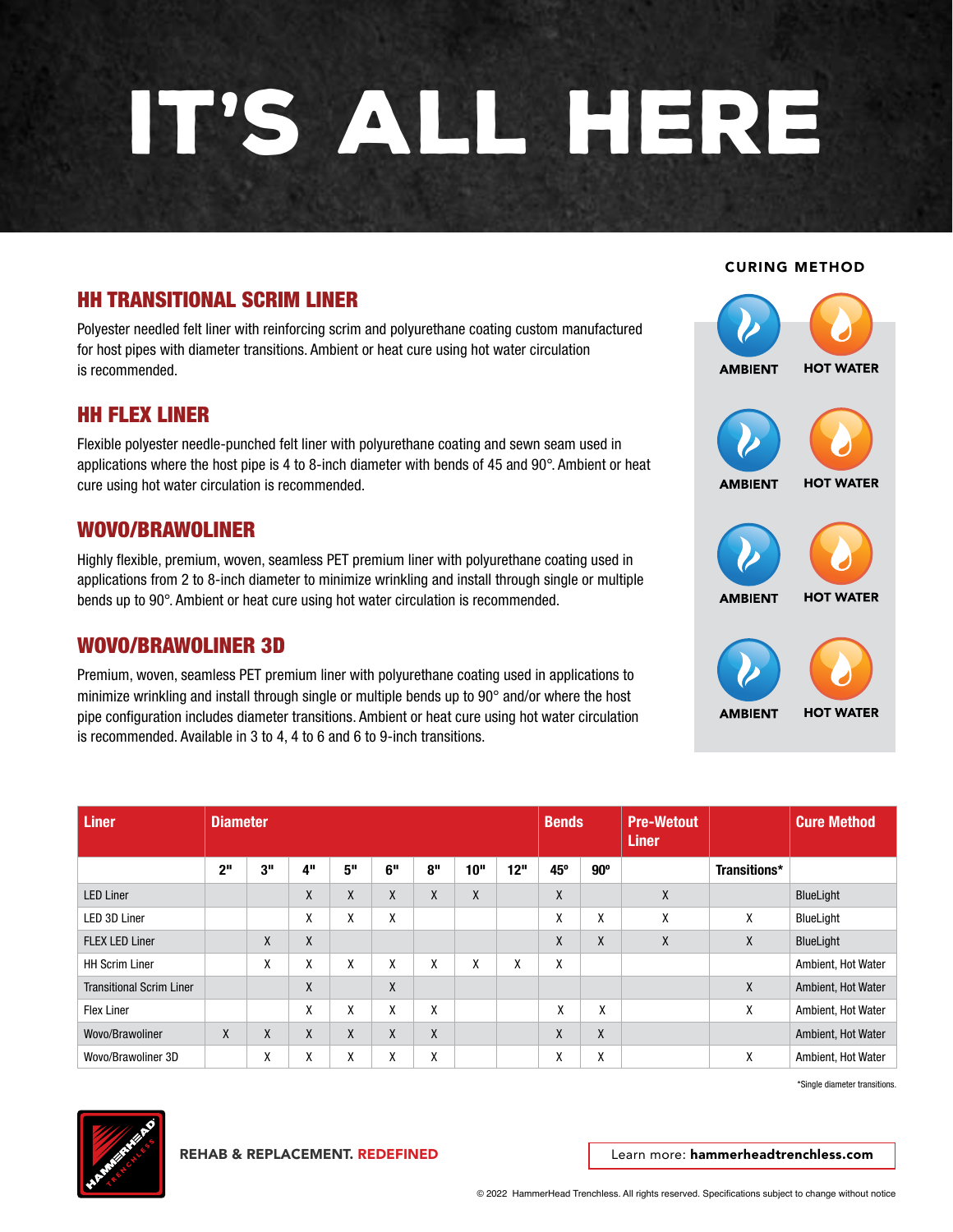# IT'S ALL HERE

## HH TRANSITIONAL SCRIM LINER

Polyester needled felt liner with reinforcing scrim and polyurethane coating custom manufactured for host pipes with diameter transitions. Ambient or heat cure using hot water circulation is recommended.

## HH FLEX LINER

Flexible polyester needle-punched felt liner with polyurethane coating and sewn seam used in applications where the host pipe is 4 to 8-inch diameter with bends of 45 and 90°. Ambient or heat cure using hot water circulation is recommended.

## WOVO/BRAWOLINER

Highly flexible, premium, woven, seamless PET premium liner with polyurethane coating used in applications from 2 to 8-inch diameter to minimize wrinkling and install through single or multiple bends up to 90°. Ambient or heat cure using hot water circulation is recommended.

## WOVO/BRAWOLINER 3D

Premium, woven, seamless PET premium liner with polyurethane coating used in applications to minimize wrinkling and install through single or multiple bends up to 90° and/or where the host pipe configuration includes diameter transitions. Ambient or heat cure using hot water circulation is recommended. Available in 3 to 4, 4 to 6 and 6 to 9-inch transitions.

CURING METHOD

AMBIENT HOT WATER

AMBIENT HOT WATER

AMBIENT HOT WATER

AMBIENT HOT WATER

| Liner | Diameter | | | | | | | | Bends | | Pre-Wetout Liner | | Cure Method |
|---|---|---|---|---|---|---|---|---|---|---|---|---|---|
| | 2" | 3" | 4" | 5" | 6" | 8" | 10" | 12" | 45º | 90º | | Transitions* | |
| LED Liner | | | X | X | X | X | X | | X | | X | | BlueLight |
| LED 3D Liner | | | X | X | X | | | | X | X | X | X | BlueLight |
| FLEX LED Liner | | X | X | | | | | | X | X | X | X | BlueLight |
| HH Scrim Liner | | X | X | X | X | X | X | X | X | | | | Ambient, Hot Water |
| Transitional Scrim Liner | | | X | | X | | | | | | | X | Ambient, Hot Water |
| Flex Liner | | | X | X | X | X | | | X | X | | X | Ambient, Hot Water |
| Wovo/Brawoliner | X | X | X | X | X | X | | | X | X | | | Ambient, Hot Water |
| Wovo/Brawoliner 3D | | X | X | X | X | X | | | X | X | | X | Ambient, Hot Water |

*Single diameter transitions.

REHAB & REPLACEMENT. REDEFINED

Learn more: **hammerheadtrenchless.com**

© 2022 HammerHead Trenchless. All rights reserved. Specifications subject to change without notice